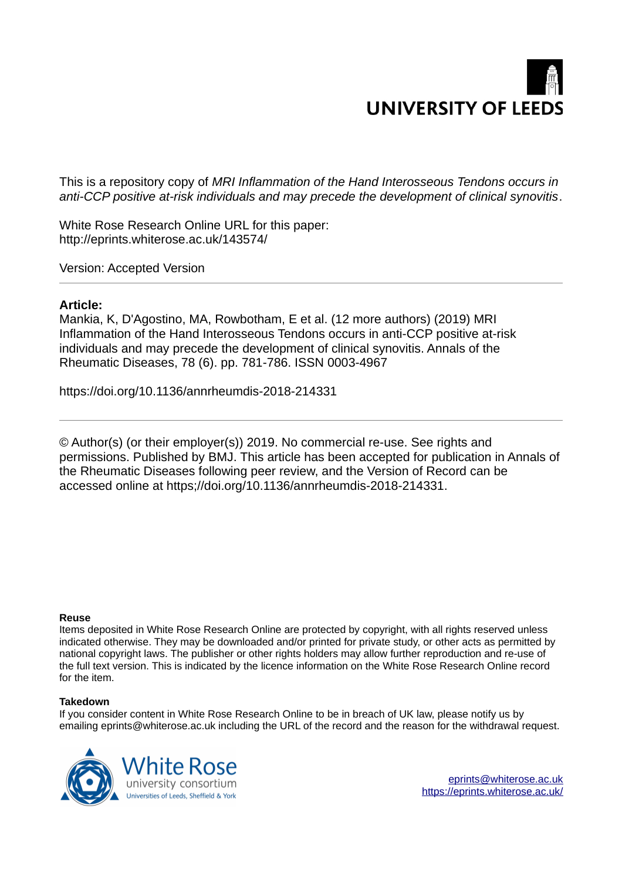UNIVERSITY OF LEEDS

This is a repository copy of *MRI Inflammation of the Hand Interosseous Tendons occurs in anti-CCP positive at-risk individuals and may precede the development of clinical synovitis*.

White Rose Research Online URL for this paper:
http://eprints.whiterose.ac.uk/143574/

Version: Accepted Version

---

**Article:**

Mankia, K, D'Agostino, MA, Rowbotham, E et al. (12 more authors) (2019) MRI Inflammation of the Hand Interosseous Tendons occurs in anti-CCP positive at-risk individuals and may precede the development of clinical synovitis. Annals of the Rheumatic Diseases, 78 (6). pp. 781-786. ISSN 0003-4967

https://doi.org/10.1136/annrheumdis-2018-214331

---

© Author(s) (or their employer(s)) 2019. No commercial re-use. See rights and permissions. Published by BMJ. This article has been accepted for publication in Annals of the Rheumatic Diseases following peer review, and the Version of Record can be accessed online at https;//doi.org/10.1136/annrheumdis-2018-214331.

**Reuse**

Items deposited in White Rose Research Online are protected by copyright, with all rights reserved unless indicated otherwise. They may be downloaded and/or printed for private study, or other acts as permitted by national copyright laws. The publisher or other rights holders may allow further reproduction and re-use of the full text version. This is indicated by the licence information on the White Rose Research Online record for the item.

**Takedown**

If you consider content in White Rose Research Online to be in breach of UK law, please notify us by emailing eprints@whiterose.ac.uk including the URL of the record and the reason for the withdrawal request.

White Rose university consortium
Universities of Leeds, Sheffield & York

eprints@whiterose.ac.uk
https://eprints.whiterose.ac.uk/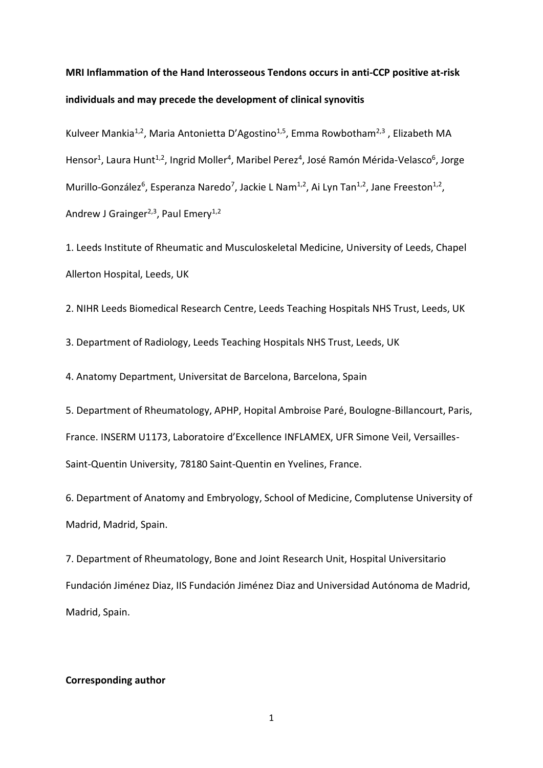**MRI Inflammation of the Hand Interosseous Tendons occurs in anti-CCP positive at-risk individuals and may precede the development of clinical synovitis**

Kulveer Mankia[1,2], Maria Antonietta D'Agostino[1,5], Emma Rowbotham[2,3], Elizabeth MA Hensor[1], Laura Hunt[1,2], Ingrid Moller[4], Maribel Perez[4], José Ramón Mérida-Velasco[6], Jorge Murillo-González[6], Esperanza Naredo[7], Jackie L Nam[1,2], Ai Lyn Tan[1,2], Jane Freeston[1,2], Andrew J Grainger[2,3], Paul Emery[1,2]

1. Leeds Institute of Rheumatic and Musculoskeletal Medicine, University of Leeds, Chapel Allerton Hospital, Leeds, UK

2. NIHR Leeds Biomedical Research Centre, Leeds Teaching Hospitals NHS Trust, Leeds, UK

3. Department of Radiology, Leeds Teaching Hospitals NHS Trust, Leeds, UK

4. Anatomy Department, Universitat de Barcelona, Barcelona, Spain

5. Department of Rheumatology, APHP, Hopital Ambroise Paré, Boulogne-Billancourt, Paris, France. INSERM U1173, Laboratoire d'Excellence INFLAMEX, UFR Simone Veil, Versailles-Saint-Quentin University, 78180 Saint-Quentin en Yvelines, France.

6. Department of Anatomy and Embryology, School of Medicine, Complutense University of Madrid, Madrid, Spain.

7. Department of Rheumatology, Bone and Joint Research Unit, Hospital Universitario Fundación Jiménez Diaz, IIS Fundación Jiménez Diaz and Universidad Autónoma de Madrid, Madrid, Spain.

**Corresponding author**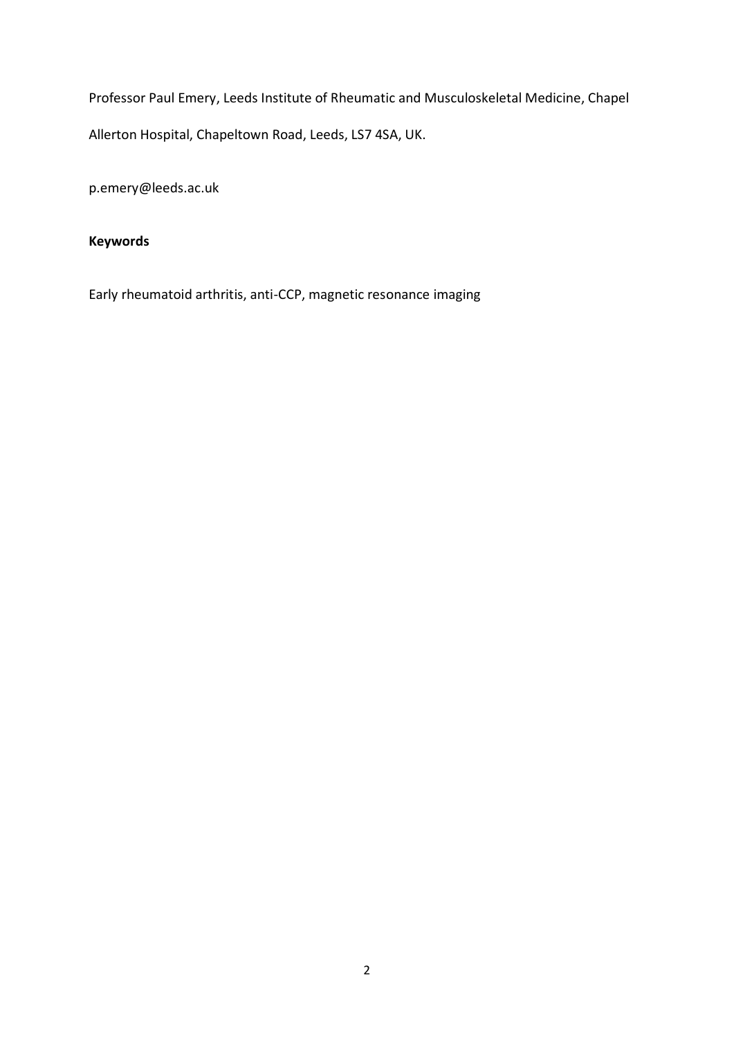Professor Paul Emery, Leeds Institute of Rheumatic and Musculoskeletal Medicine, Chapel Allerton Hospital, Chapeltown Road, Leeds, LS7 4SA, UK.

p.emery@leeds.ac.uk

**Keywords**

Early rheumatoid arthritis, anti-CCP, magnetic resonance imaging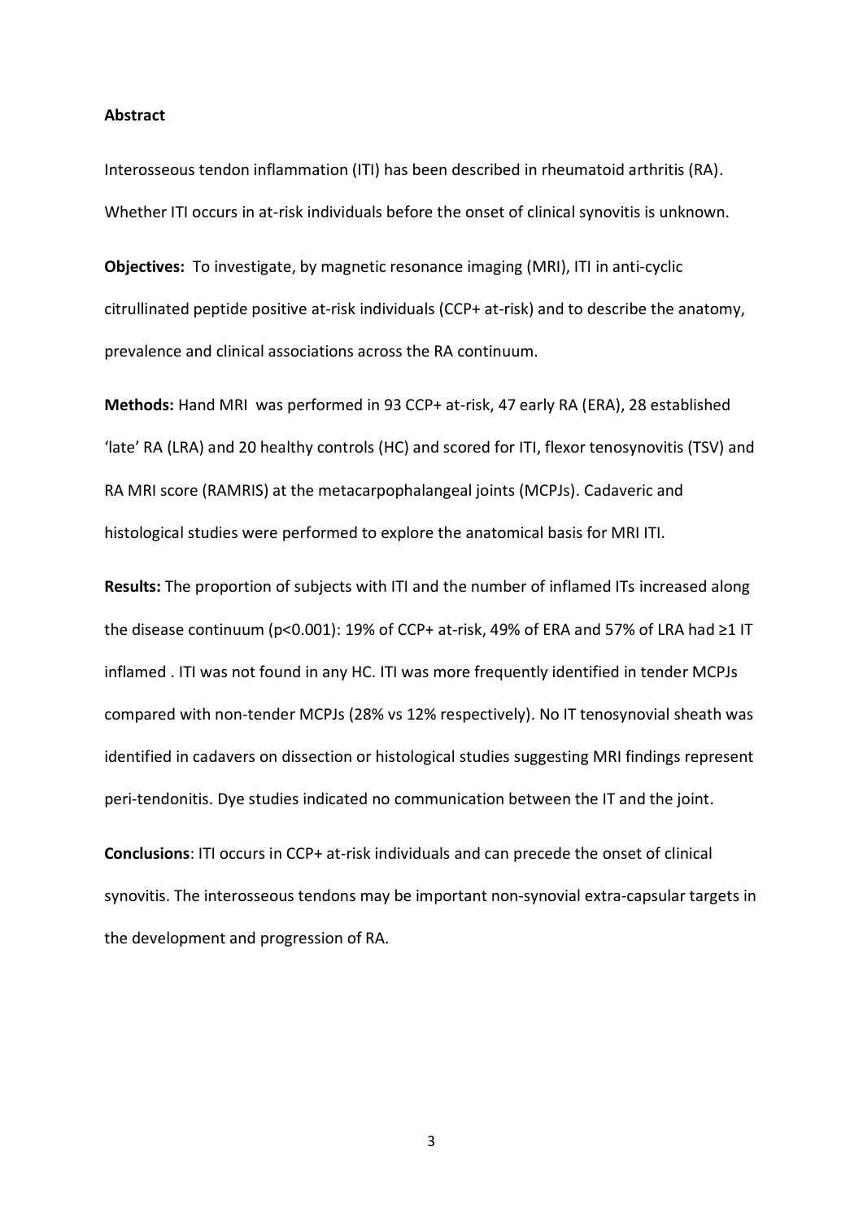**Abstract**

Interosseous tendon inflammation (ITI) has been described in rheumatoid arthritis (RA). Whether ITI occurs in at-risk individuals before the onset of clinical synovitis is unknown.

**Objectives:** To investigate, by magnetic resonance imaging (MRI), ITI in anti-cyclic citrullinated peptide positive at-risk individuals (CCP+ at-risk) and to describe the anatomy, prevalence and clinical associations across the RA continuum.

**Methods:** Hand MRI was performed in 93 CCP+ at-risk, 47 early RA (ERA), 28 established 'late' RA (LRA) and 20 healthy controls (HC) and scored for ITI, flexor tenosynovitis (TSV) and RA MRI score (RAMRIS) at the metacarpophalangeal joints (MCPJs). Cadaveric and histological studies were performed to explore the anatomical basis for MRI ITI.

**Results:** The proportion of subjects with ITI and the number of inflamed ITs increased along the disease continuum ($p<0.001$): 19% of CCP+ at-risk, 49% of ERA and 57% of LRA had ≥1 IT inflamed . ITI was not found in any HC. ITI was more frequently identified in tender MCPJs compared with non-tender MCPJs (28% vs 12% respectively). No IT tenosynovial sheath was identified in cadavers on dissection or histological studies suggesting MRI findings represent peri-tendonitis. Dye studies indicated no communication between the IT and the joint.

**Conclusions**: ITI occurs in CCP+ at-risk individuals and can precede the onset of clinical synovitis. The interosseous tendons may be important non-synovial extra-capsular targets in the development and progression of RA.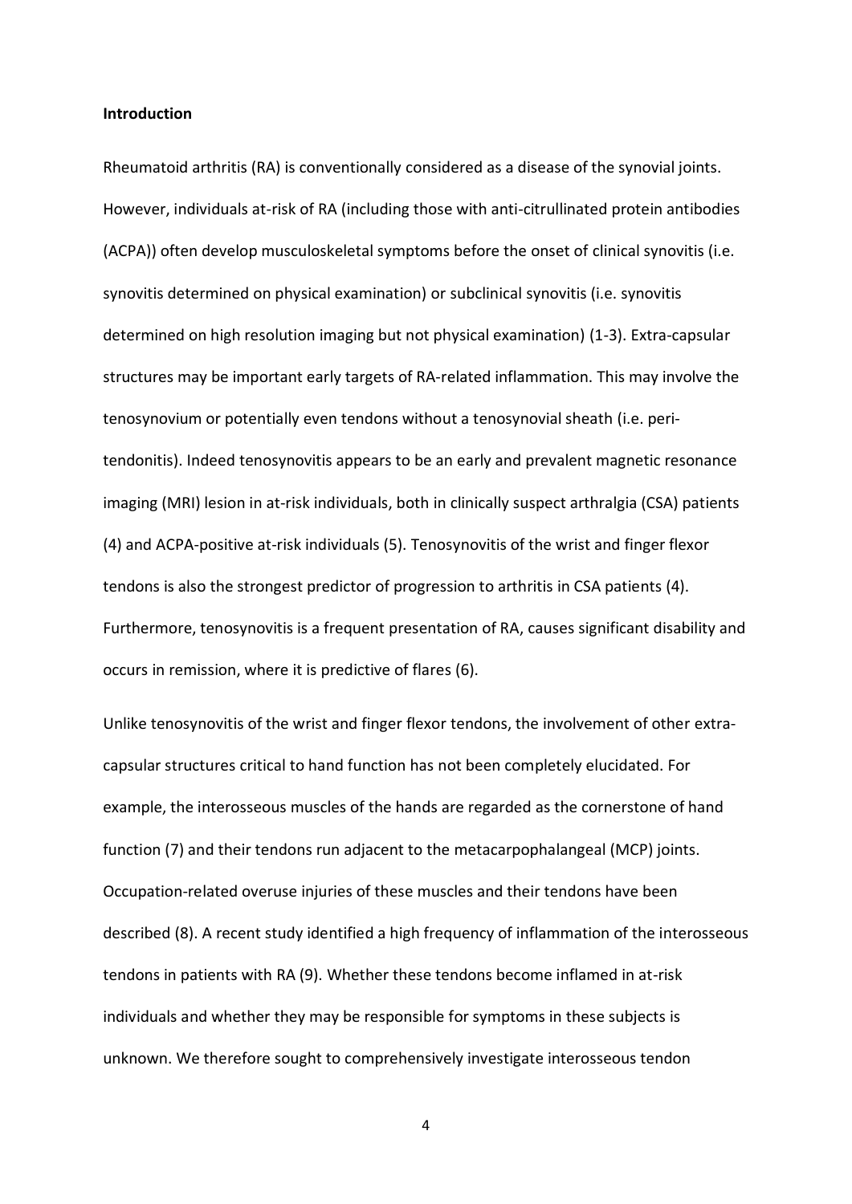**Introduction**

Rheumatoid arthritis (RA) is conventionally considered as a disease of the synovial joints. However, individuals at-risk of RA (including those with anti-citrullinated protein antibodies (ACPA)) often develop musculoskeletal symptoms before the onset of clinical synovitis (i.e. synovitis determined on physical examination) or subclinical synovitis (i.e. synovitis determined on high resolution imaging but not physical examination) (1-3). Extra-capsular structures may be important early targets of RA-related inflammation. This may involve the tenosynovium or potentially even tendons without a tenosynovial sheath (i.e. peri-tendonitis). Indeed tenosynovitis appears to be an early and prevalent magnetic resonance imaging (MRI) lesion in at-risk individuals, both in clinically suspect arthralgia (CSA) patients (4) and ACPA-positive at-risk individuals (5). Tenosynovitis of the wrist and finger flexor tendons is also the strongest predictor of progression to arthritis in CSA patients (4). Furthermore, tenosynovitis is a frequent presentation of RA, causes significant disability and occurs in remission, where it is predictive of flares (6).

Unlike tenosynovitis of the wrist and finger flexor tendons, the involvement of other extra-capsular structures critical to hand function has not been completely elucidated. For example, the interosseous muscles of the hands are regarded as the cornerstone of hand function (7) and their tendons run adjacent to the metacarpophalangeal (MCP) joints. Occupation-related overuse injuries of these muscles and their tendons have been described (8). A recent study identified a high frequency of inflammation of the interosseous tendons in patients with RA (9). Whether these tendons become inflamed in at-risk individuals and whether they may be responsible for symptoms in these subjects is unknown. We therefore sought to comprehensively investigate interosseous tendon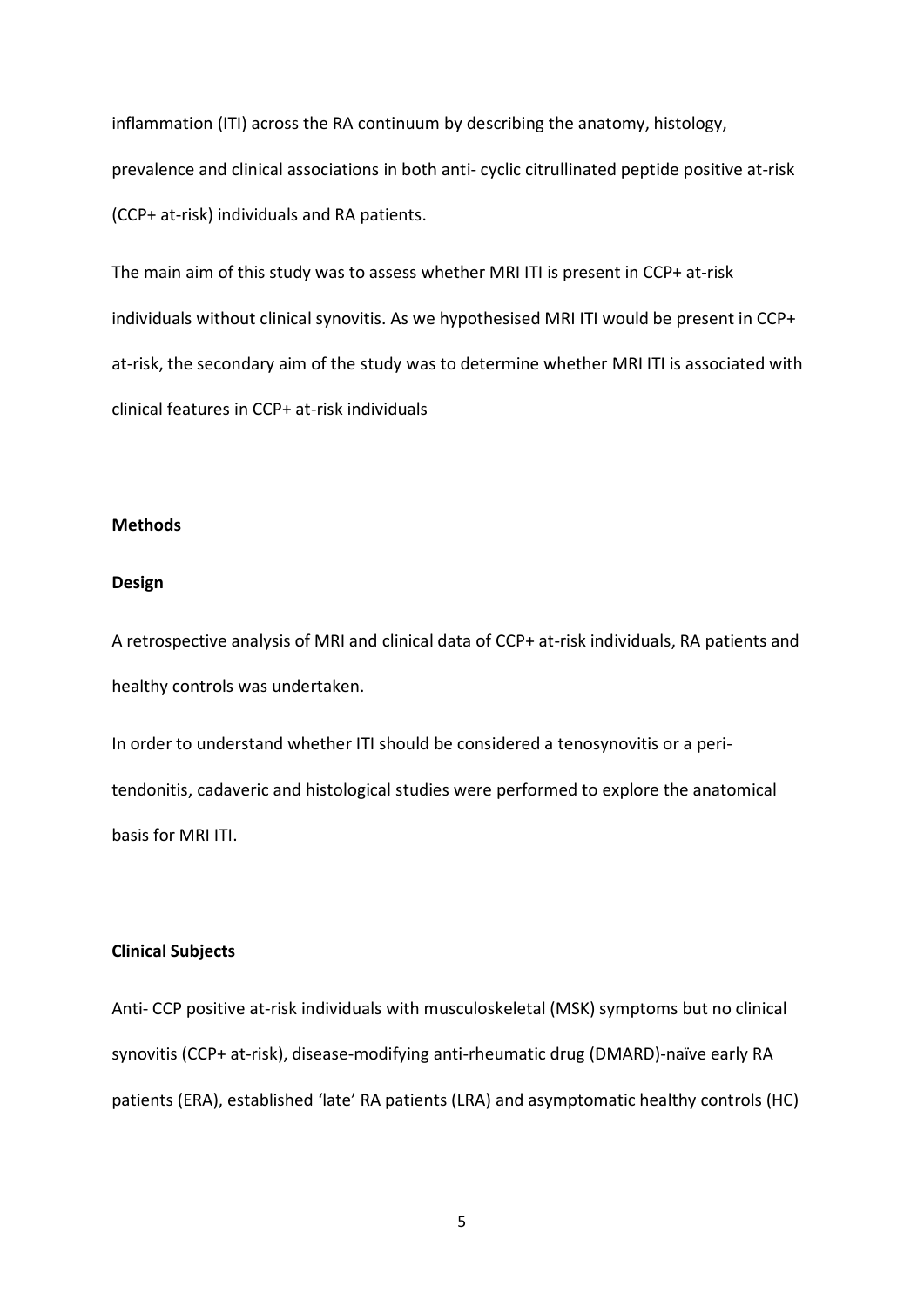inflammation (ITI) across the RA continuum by describing the anatomy, histology, prevalence and clinical associations in both anti- cyclic citrullinated peptide positive at-risk (CCP+ at-risk) individuals and RA patients.

The main aim of this study was to assess whether MRI ITI is present in CCP+ at-risk individuals without clinical synovitis. As we hypothesised MRI ITI would be present in CCP+ at-risk, the secondary aim of the study was to determine whether MRI ITI is associated with clinical features in CCP+ at-risk individuals

## Methods

### Design

A retrospective analysis of MRI and clinical data of CCP+ at-risk individuals, RA patients and healthy controls was undertaken.

In order to understand whether ITI should be considered a tenosynovitis or a peri-tendonitis, cadaveric and histological studies were performed to explore the anatomical basis for MRI ITI.

### Clinical Subjects

Anti- CCP positive at-risk individuals with musculoskeletal (MSK) symptoms but no clinical synovitis (CCP+ at-risk), disease-modifying anti-rheumatic drug (DMARD)-naïve early RA patients (ERA), established 'late' RA patients (LRA) and asymptomatic healthy controls (HC)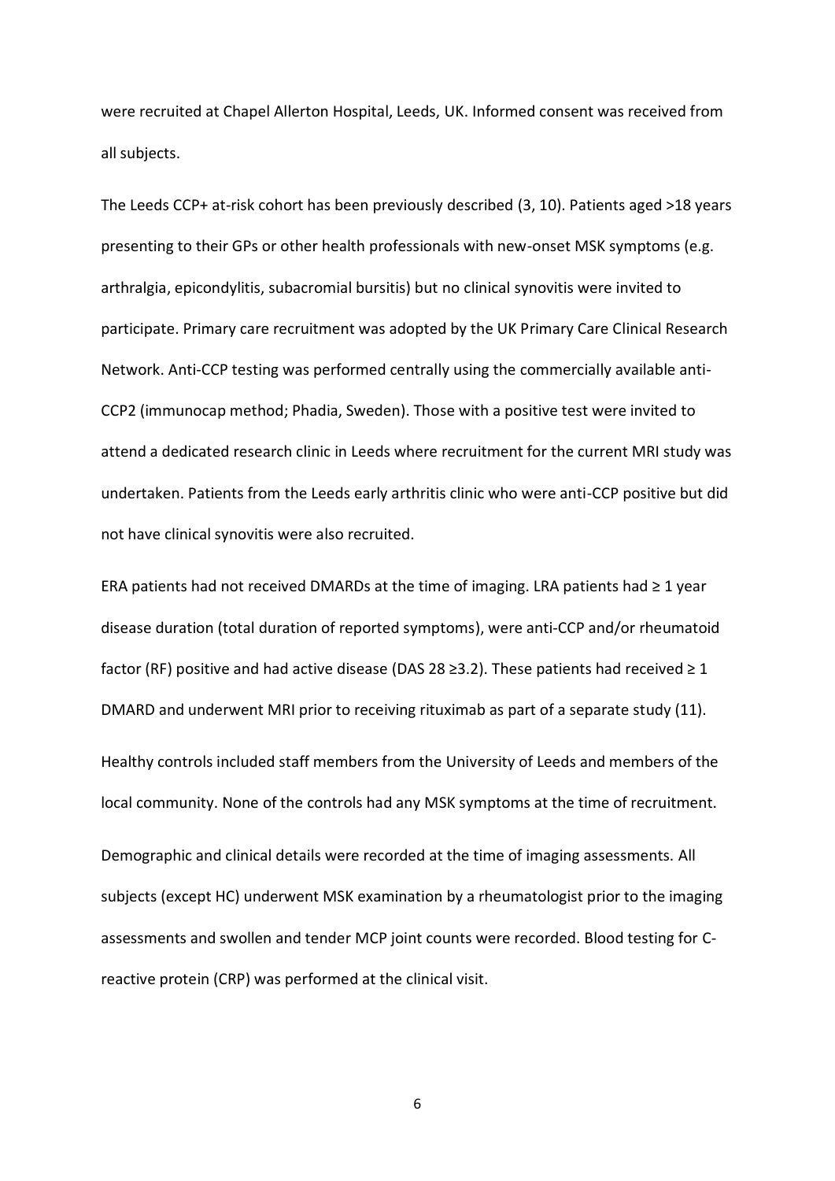were recruited at Chapel Allerton Hospital, Leeds, UK. Informed consent was received from all subjects.

The Leeds CCP+ at-risk cohort has been previously described (3, 10). Patients aged >18 years presenting to their GPs or other health professionals with new-onset MSK symptoms (e.g. arthralgia, epicondylitis, subacromial bursitis) but no clinical synovitis were invited to participate. Primary care recruitment was adopted by the UK Primary Care Clinical Research Network. Anti-CCP testing was performed centrally using the commercially available anti-CCP2 (immunocap method; Phadia, Sweden). Those with a positive test were invited to attend a dedicated research clinic in Leeds where recruitment for the current MRI study was undertaken. Patients from the Leeds early arthritis clinic who were anti-CCP positive but did not have clinical synovitis were also recruited.

ERA patients had not received DMARDs at the time of imaging. LRA patients had ≥ 1 year disease duration (total duration of reported symptoms), were anti-CCP and/or rheumatoid factor (RF) positive and had active disease (DAS 28 ≥3.2). These patients had received ≥ 1 DMARD and underwent MRI prior to receiving rituximab as part of a separate study (11).

Healthy controls included staff members from the University of Leeds and members of the local community. None of the controls had any MSK symptoms at the time of recruitment.

Demographic and clinical details were recorded at the time of imaging assessments. All subjects (except HC) underwent MSK examination by a rheumatologist prior to the imaging assessments and swollen and tender MCP joint counts were recorded. Blood testing for C-reactive protein (CRP) was performed at the clinical visit.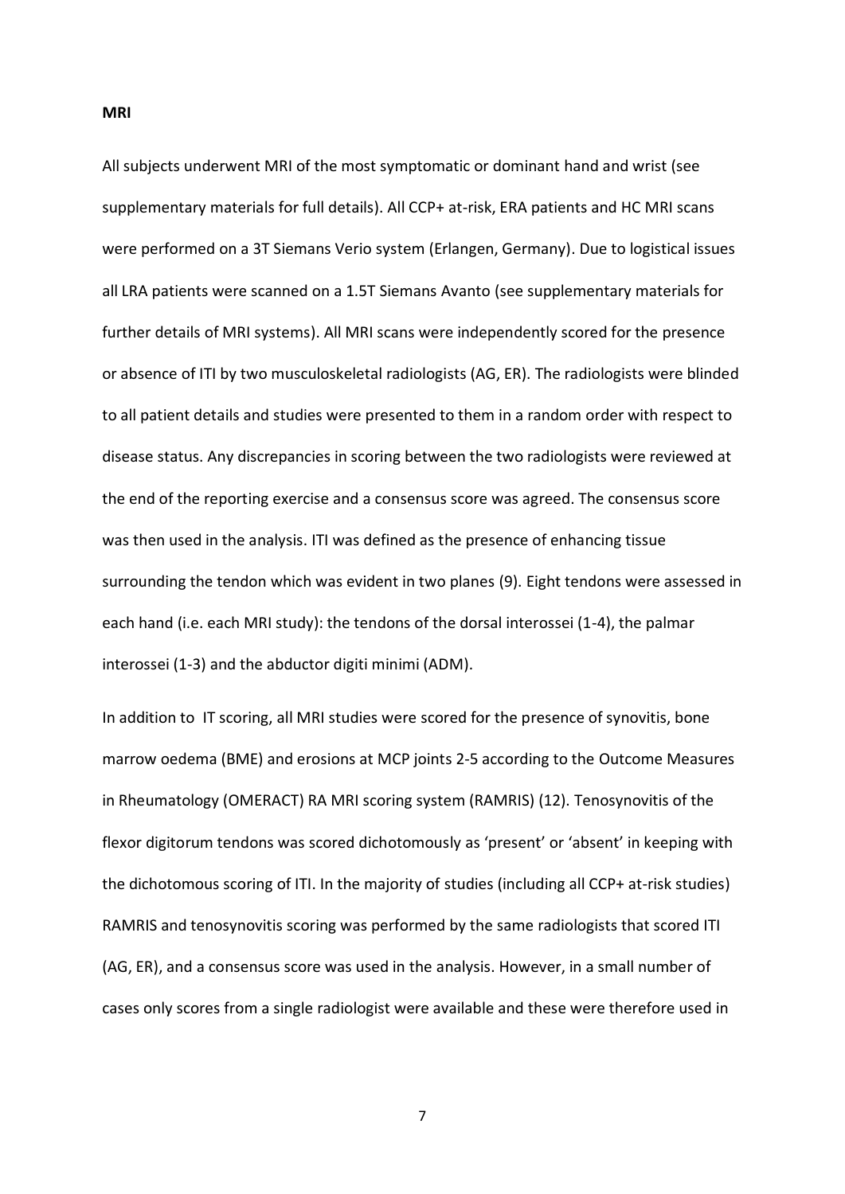**MRI**

All subjects underwent MRI of the most symptomatic or dominant hand and wrist (see supplementary materials for full details). All CCP+ at-risk, ERA patients and HC MRI scans were performed on a 3T Siemans Verio system (Erlangen, Germany). Due to logistical issues all LRA patients were scanned on a 1.5T Siemans Avanto (see supplementary materials for further details of MRI systems). All MRI scans were independently scored for the presence or absence of ITI by two musculoskeletal radiologists (AG, ER). The radiologists were blinded to all patient details and studies were presented to them in a random order with respect to disease status. Any discrepancies in scoring between the two radiologists were reviewed at the end of the reporting exercise and a consensus score was agreed. The consensus score was then used in the analysis. ITI was defined as the presence of enhancing tissue surrounding the tendon which was evident in two planes (9). Eight tendons were assessed in each hand (i.e. each MRI study): the tendons of the dorsal interossei (1-4), the palmar interossei (1-3) and the abductor digiti minimi (ADM).

In addition to IT scoring, all MRI studies were scored for the presence of synovitis, bone marrow oedema (BME) and erosions at MCP joints 2-5 according to the Outcome Measures in Rheumatology (OMERACT) RA MRI scoring system (RAMRIS) (12). Tenosynovitis of the flexor digitorum tendons was scored dichotomously as 'present' or 'absent' in keeping with the dichotomous scoring of ITI. In the majority of studies (including all CCP+ at-risk studies) RAMRIS and tenosynovitis scoring was performed by the same radiologists that scored ITI (AG, ER), and a consensus score was used in the analysis. However, in a small number of cases only scores from a single radiologist were available and these were therefore used in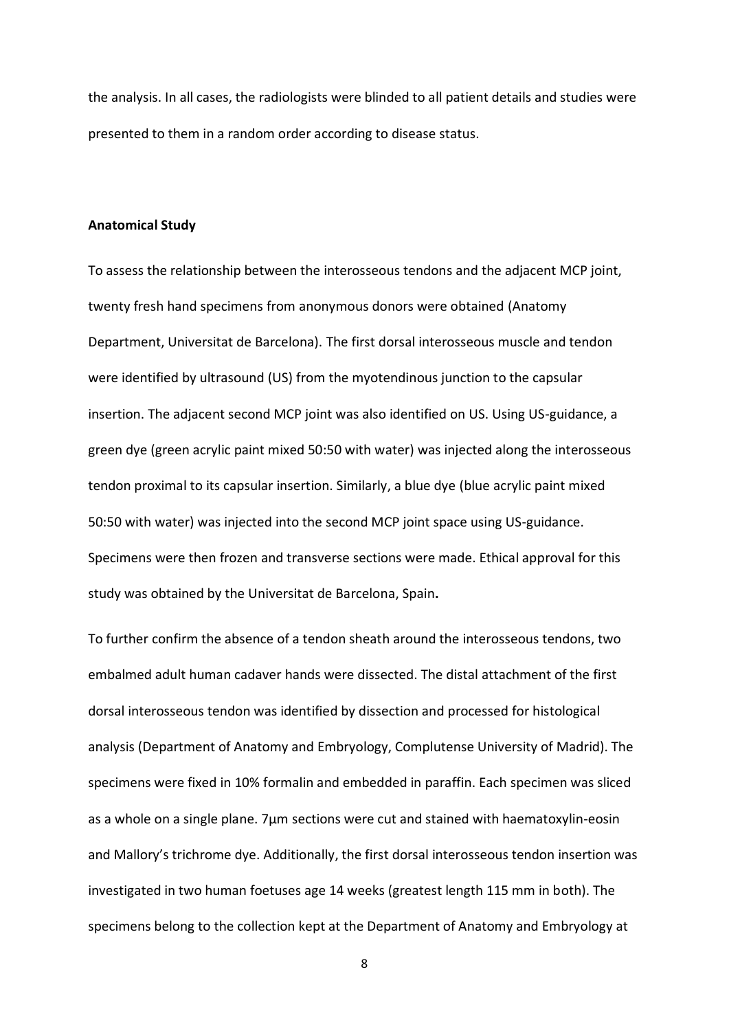the analysis. In all cases, the radiologists were blinded to all patient details and studies were presented to them in a random order according to disease status.

**Anatomical Study**

To assess the relationship between the interosseous tendons and the adjacent MCP joint, twenty fresh hand specimens from anonymous donors were obtained (Anatomy Department, Universitat de Barcelona). The first dorsal interosseous muscle and tendon were identified by ultrasound (US) from the myotendinous junction to the capsular insertion. The adjacent second MCP joint was also identified on US. Using US-guidance, a green dye (green acrylic paint mixed 50:50 with water) was injected along the interosseous tendon proximal to its capsular insertion. Similarly, a blue dye (blue acrylic paint mixed 50:50 with water) was injected into the second MCP joint space using US-guidance. Specimens were then frozen and transverse sections were made. Ethical approval for this study was obtained by the Universitat de Barcelona, Spain**.**

To further confirm the absence of a tendon sheath around the interosseous tendons, two embalmed adult human cadaver hands were dissected. The distal attachment of the first dorsal interosseous tendon was identified by dissection and processed for histological analysis (Department of Anatomy and Embryology, Complutense University of Madrid). The specimens were fixed in 10% formalin and embedded in paraffin. Each specimen was sliced as a whole on a single plane. 7µm sections were cut and stained with haematoxylin-eosin and Mallory's trichrome dye. Additionally, the first dorsal interosseous tendon insertion was investigated in two human foetuses age 14 weeks (greatest length 115 mm in both). The specimens belong to the collection kept at the Department of Anatomy and Embryology at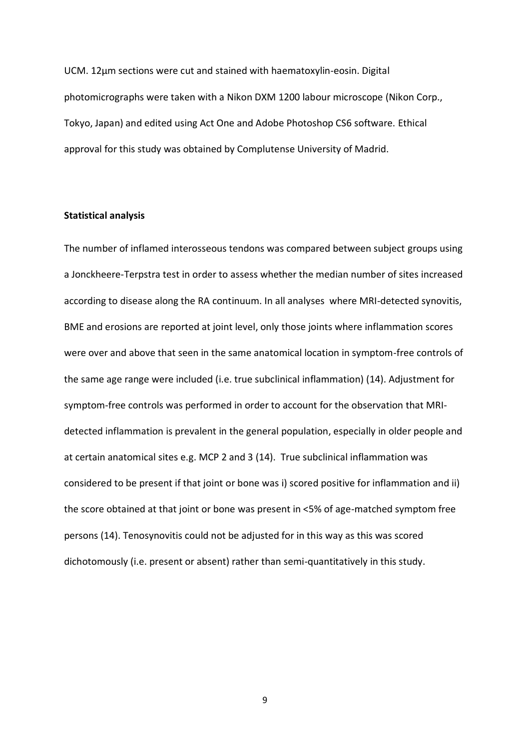UCM. 12µm sections were cut and stained with haematoxylin-eosin. Digital photomicrographs were taken with a Nikon DXM 1200 labour microscope (Nikon Corp., Tokyo, Japan) and edited using Act One and Adobe Photoshop CS6 software. Ethical approval for this study was obtained by Complutense University of Madrid.

**Statistical analysis**

The number of inflamed interosseous tendons was compared between subject groups using a Jonckheere-Terpstra test in order to assess whether the median number of sites increased according to disease along the RA continuum. In all analyses where MRI-detected synovitis, BME and erosions are reported at joint level, only those joints where inflammation scores were over and above that seen in the same anatomical location in symptom-free controls of the same age range were included (i.e. true subclinical inflammation) (14). Adjustment for symptom-free controls was performed in order to account for the observation that MRI-detected inflammation is prevalent in the general population, especially in older people and at certain anatomical sites e.g. MCP 2 and 3 (14). True subclinical inflammation was considered to be present if that joint or bone was i) scored positive for inflammation and ii) the score obtained at that joint or bone was present in <5% of age-matched symptom free persons (14). Tenosynovitis could not be adjusted for in this way as this was scored dichotomously (i.e. present or absent) rather than semi-quantitatively in this study.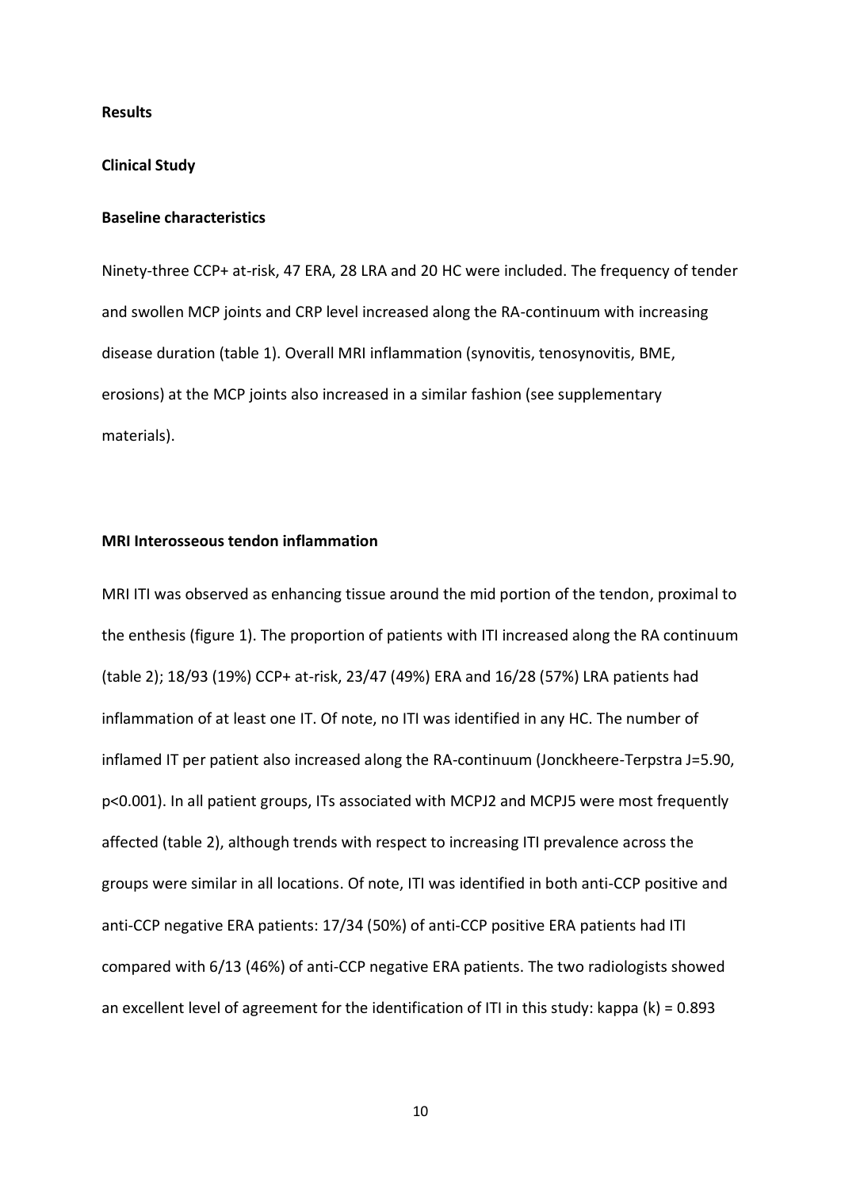## Results

### Clinical Study

#### Baseline characteristics

Ninety-three CCP+ at-risk, 47 ERA, 28 LRA and 20 HC were included. The frequency of tender and swollen MCP joints and CRP level increased along the RA-continuum with increasing disease duration (table 1). Overall MRI inflammation (synovitis, tenosynovitis, BME, erosions) at the MCP joints also increased in a similar fashion (see supplementary materials).

#### MRI Interosseous tendon inflammation

MRI ITI was observed as enhancing tissue around the mid portion of the tendon, proximal to the enthesis (figure 1). The proportion of patients with ITI increased along the RA continuum (table 2); 18/93 (19%) CCP+ at-risk, 23/47 (49%) ERA and 16/28 (57%) LRA patients had inflammation of at least one IT. Of note, no ITI was identified in any HC. The number of inflamed IT per patient also increased along the RA-continuum (Jonckheere-Terpstra $J=5.90$, $p<0.001$). In all patient groups, ITs associated with MCPJ2 and MCPJ5 were most frequently affected (table 2), although trends with respect to increasing ITI prevalence across the groups were similar in all locations. Of note, ITI was identified in both anti-CCP positive and anti-CCP negative ERA patients: 17/34 (50%) of anti-CCP positive ERA patients had ITI compared with 6/13 (46%) of anti-CCP negative ERA patients. The two radiologists showed an excellent level of agreement for the identification of ITI in this study: kappa ($k$) = 0.893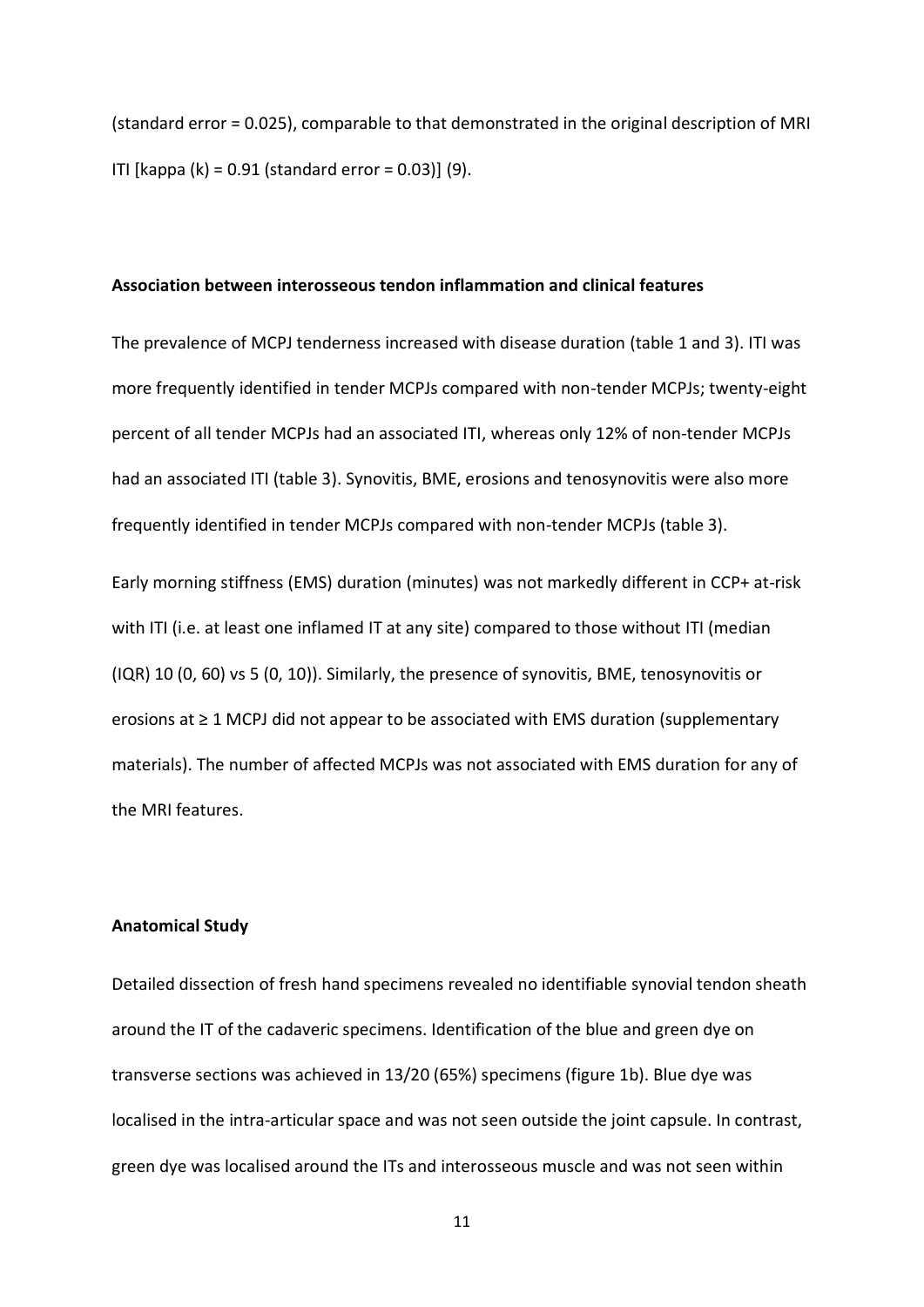(standard error = 0.025), comparable to that demonstrated in the original description of MRI ITI [kappa (k) = 0.91 (standard error = 0.03)] (9).

**Association between interosseous tendon inflammation and clinical features**

The prevalence of MCPJ tenderness increased with disease duration (table 1 and 3). ITI was more frequently identified in tender MCPJs compared with non-tender MCPJs; twenty-eight percent of all tender MCPJs had an associated ITI, whereas only 12% of non-tender MCPJs had an associated ITI (table 3). Synovitis, BME, erosions and tenosynovitis were also more frequently identified in tender MCPJs compared with non-tender MCPJs (table 3).

Early morning stiffness (EMS) duration (minutes) was not markedly different in CCP+ at-risk with ITI (i.e. at least one inflamed IT at any site) compared to those without ITI (median (IQR) 10 (0, 60) vs 5 (0, 10)). Similarly, the presence of synovitis, BME, tenosynovitis or erosions at ≥ 1 MCPJ did not appear to be associated with EMS duration (supplementary materials). The number of affected MCPJs was not associated with EMS duration for any of the MRI features.

**Anatomical Study**

Detailed dissection of fresh hand specimens revealed no identifiable synovial tendon sheath around the IT of the cadaveric specimens. Identification of the blue and green dye on transverse sections was achieved in 13/20 (65%) specimens (figure 1b). Blue dye was localised in the intra-articular space and was not seen outside the joint capsule. In contrast, green dye was localised around the ITs and interosseous muscle and was not seen within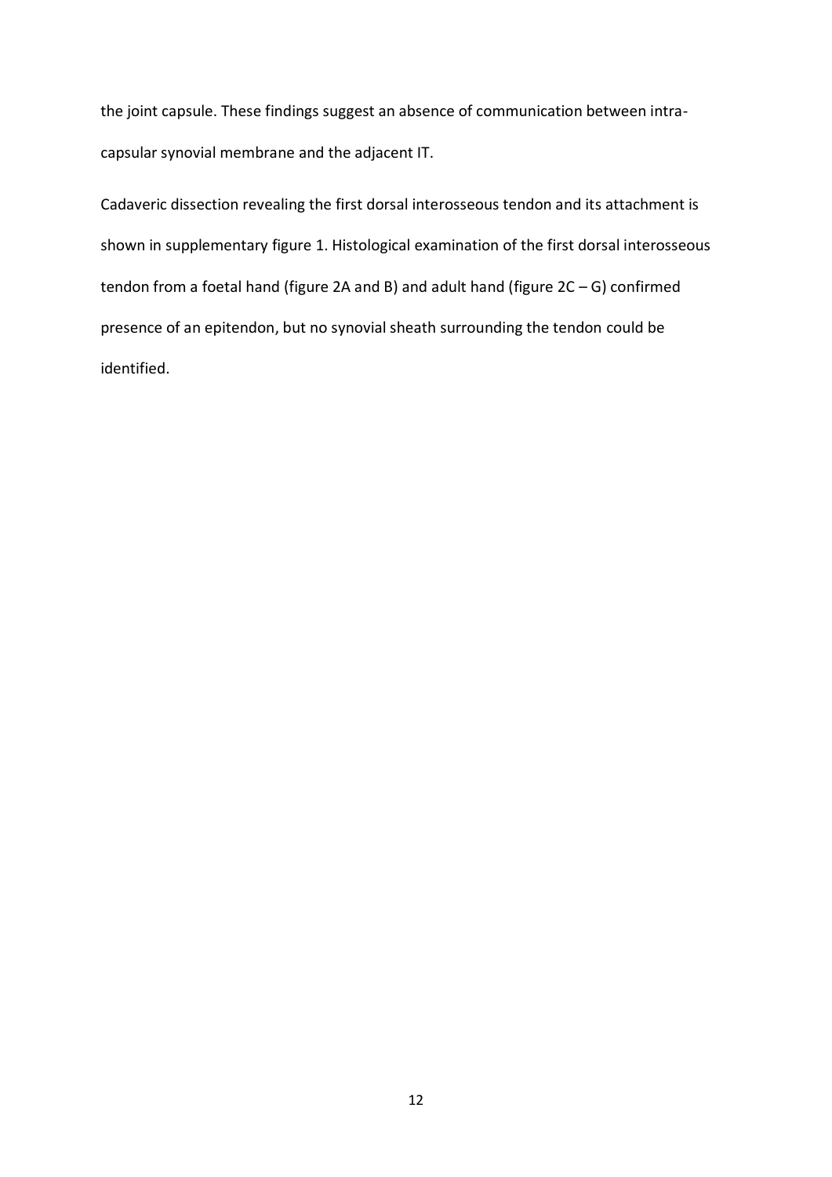the joint capsule. These findings suggest an absence of communication between intra-capsular synovial membrane and the adjacent IT.

Cadaveric dissection revealing the first dorsal interosseous tendon and its attachment is shown in supplementary figure 1. Histological examination of the first dorsal interosseous tendon from a foetal hand (figure 2A and B) and adult hand (figure 2C – G) confirmed presence of an epitendon, but no synovial sheath surrounding the tendon could be identified.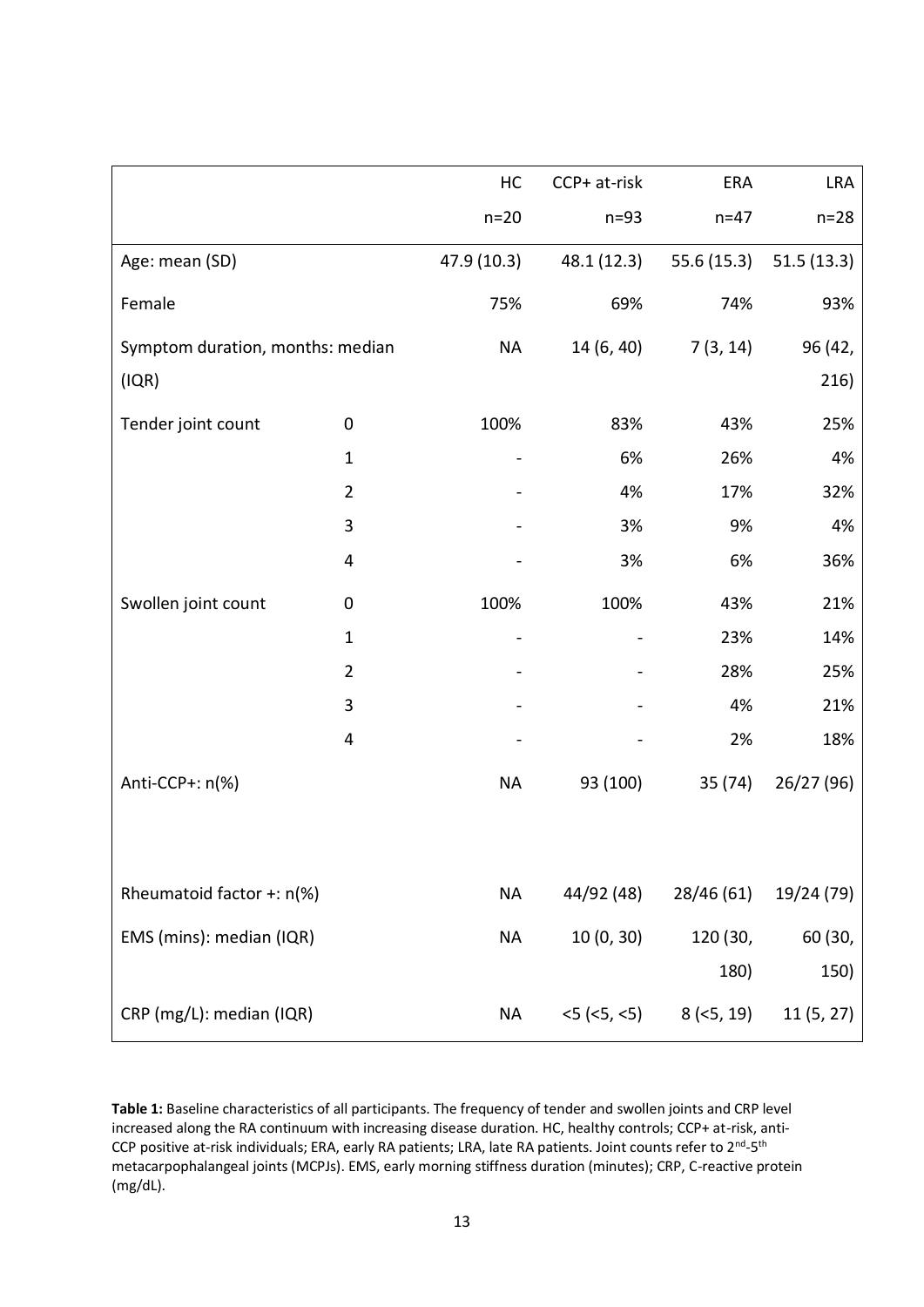| | | HC | CCP+ at-risk | ERA | LRA |
|---|---|---|---|---|---|
| | | n=20 | n=93 | n=47 | n=28 |
| Age: mean (SD) | | 47.9 (10.3) | 48.1 (12.3) | 55.6 (15.3) | 51.5 (13.3) |
| Female | | 75% | 69% | 74% | 93% |
| Symptom duration, months: median (IQR) | | NA | 14 (6, 40) | 7 (3, 14) | 96 (42, 216) |
| Tender joint count | 0 | 100% | 83% | 43% | 25% |
| | 1 | - | 6% | 26% | 4% |
| | 2 | - | 4% | 17% | 32% |
| | 3 | - | 3% | 9% | 4% |
| | 4 | - | 3% | 6% | 36% |
| Swollen joint count | 0 | 100% | 100% | 43% | 21% |
| | 1 | - | - | 23% | 14% |
| | 2 | - | - | 28% | 25% |
| | 3 | - | - | 4% | 21% |
| | 4 | - | - | 2% | 18% |
| Anti-CCP+: n(%) | | NA | 93 (100) | 35 (74) | 26/27 (96) |
| Rheumatoid factor +: n(%) | | NA | 44/92 (48) | 28/46 (61) | 19/24 (79) |
| EMS (mins): median (IQR) | | NA | 10 (0, 30) | 120 (30, 180) | 60 (30, 150) |
| CRP (mg/L): median (IQR) | | NA | <5 (<5, <5) | 8 (<5, 19) | 11 (5, 27) |

**Table 1:** Baseline characteristics of all participants. The frequency of tender and swollen joints and CRP level increased along the RA continuum with increasing disease duration. HC, healthy controls; CCP+ at-risk, anti-CCP positive at-risk individuals; ERA, early RA patients; LRA, late RA patients. Joint counts refer to 2[nd]-5[th] metacarpophalangeal joints (MCPJs). EMS, early morning stiffness duration (minutes); CRP, C-reactive protein (mg/dL).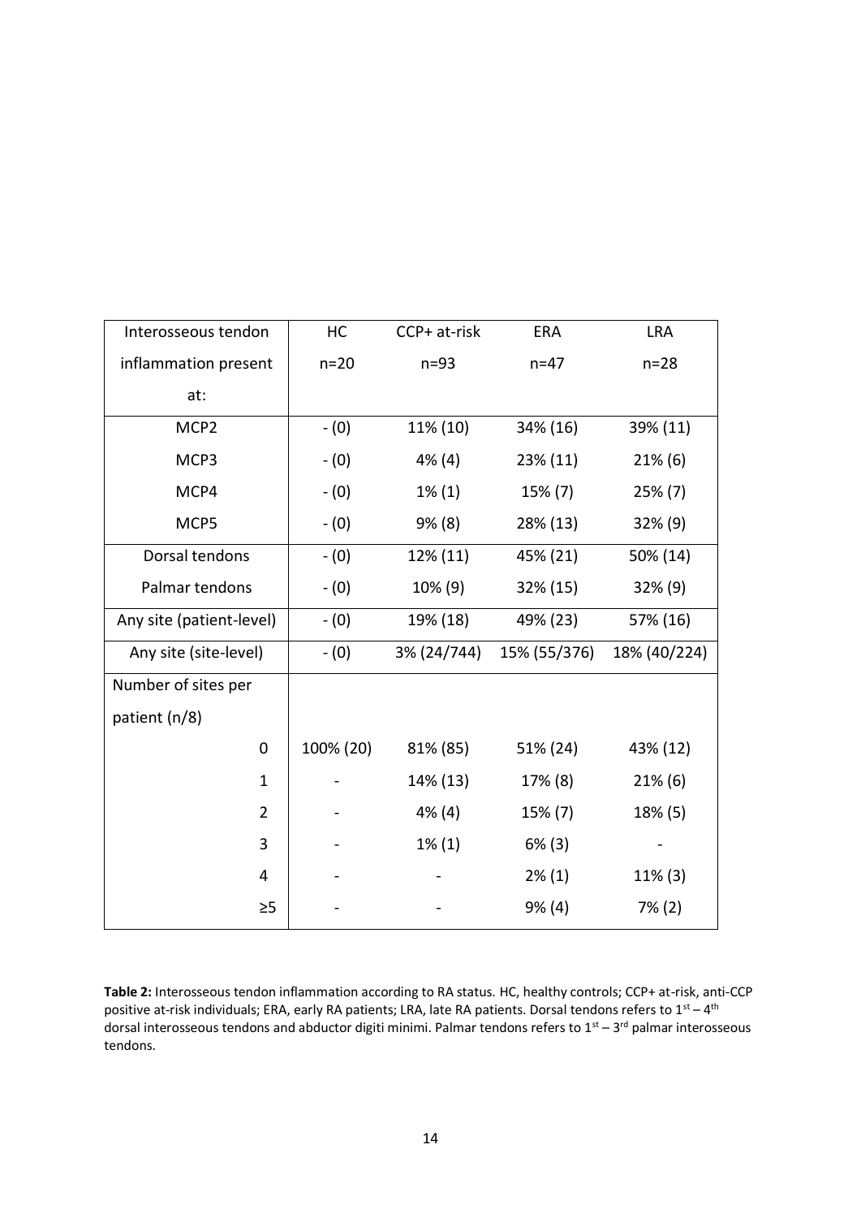| Interosseous tendon inflammation present at: | HC n=20 | CCP+ at-risk n=93 | ERA n=47 | LRA n=28 |
|---|---|---|---|---|
| MCP2 | - (0) | 11% (10) | 34% (16) | 39% (11) |
| MCP3 | - (0) | 4% (4) | 23% (11) | 21% (6) |
| MCP4 | - (0) | 1% (1) | 15% (7) | 25% (7) |
| MCP5 | - (0) | 9% (8) | 28% (13) | 32% (9) |
| Dorsal tendons | - (0) | 12% (11) | 45% (21) | 50% (14) |
| Palmar tendons | - (0) | 10% (9) | 32% (15) | 32% (9) |
| Any site (patient-level) | - (0) | 19% (18) | 49% (23) | 57% (16) |
| Any site (site-level) | - (0) | 3% (24/744) | 15% (55/376) | 18% (40/224) |
| Number of sites per patient (n/8) | | | | |
| 0 | 100% (20) | 81% (85) | 51% (24) | 43% (12) |
| 1 | - | 14% (13) | 17% (8) | 21% (6) |
| 2 | - | 4% (4) | 15% (7) | 18% (5) |
| 3 | - | 1% (1) | 6% (3) | - |
| 4 | - | - | 2% (1) | 11% (3) |
| ≥5 | - | - | 9% (4) | 7% (2) |

**Table 2:** Interosseous tendon inflammation according to RA status. HC, healthy controls; CCP+ at-risk, anti-CCP positive at-risk individuals; ERA, early RA patients; LRA, late RA patients. Dorsal tendons refers to 1st – 4th dorsal interosseous tendons and abductor digiti minimi. Palmar tendons refers to 1st – 3rd palmar interosseous tendons.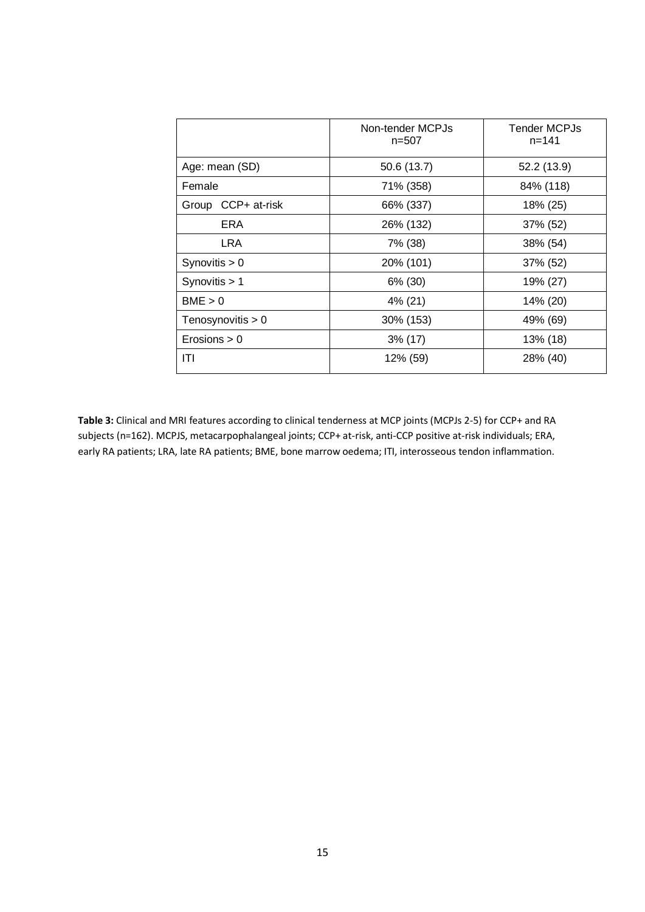| | Non-tender MCPJs n=507 | Tender MCPJs n=141 |
|---|---|---|
| Age: mean (SD) | 50.6 (13.7) | 52.2 (13.9) |
| Female | 71% (358) | 84% (118) |
| Group CCP+ at-risk | 66% (337) | 18% (25) |
| ERA | 26% (132) | 37% (52) |
| LRA | 7% (38) | 38% (54) |
| Synovitis > 0 | 20% (101) | 37% (52) |
| Synovitis > 1 | 6% (30) | 19% (27) |
| BME > 0 | 4% (21) | 14% (20) |
| Tenosynovitis > 0 | 30% (153) | 49% (69) |
| Erosions > 0 | 3% (17) | 13% (18) |
| ITI | 12% (59) | 28% (40) |

**Table 3:** Clinical and MRI features according to clinical tenderness at MCP joints (MCPJs 2-5) for CCP+ and RA subjects (n=162). MCPJS, metacarpophalangeal joints; CCP+ at-risk, anti-CCP positive at-risk individuals; ERA, early RA patients; LRA, late RA patients; BME, bone marrow oedema; ITI, interosseous tendon inflammation.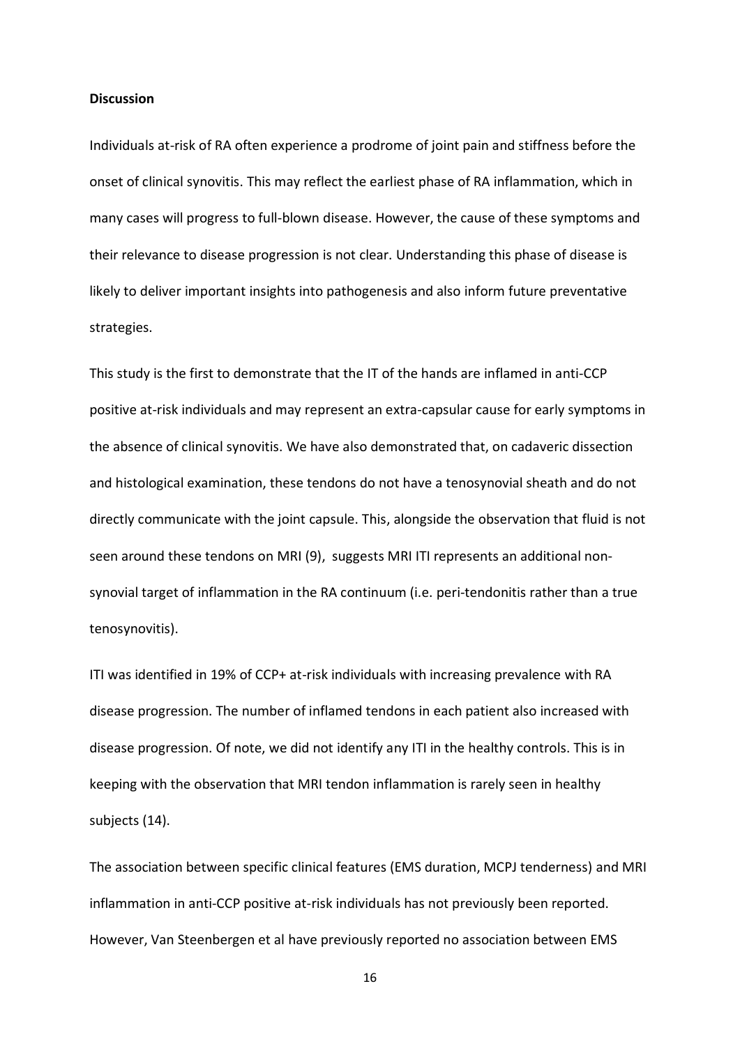**Discussion**

Individuals at-risk of RA often experience a prodrome of joint pain and stiffness before the onset of clinical synovitis. This may reflect the earliest phase of RA inflammation, which in many cases will progress to full-blown disease. However, the cause of these symptoms and their relevance to disease progression is not clear. Understanding this phase of disease is likely to deliver important insights into pathogenesis and also inform future preventative strategies.

This study is the first to demonstrate that the IT of the hands are inflamed in anti-CCP positive at-risk individuals and may represent an extra-capsular cause for early symptoms in the absence of clinical synovitis. We have also demonstrated that, on cadaveric dissection and histological examination, these tendons do not have a tenosynovial sheath and do not directly communicate with the joint capsule. This, alongside the observation that fluid is not seen around these tendons on MRI (9), suggests MRI ITI represents an additional non-synovial target of inflammation in the RA continuum (i.e. peri-tendonitis rather than a true tenosynovitis).

ITI was identified in 19% of CCP+ at-risk individuals with increasing prevalence with RA disease progression. The number of inflamed tendons in each patient also increased with disease progression. Of note, we did not identify any ITI in the healthy controls. This is in keeping with the observation that MRI tendon inflammation is rarely seen in healthy subjects (14).

The association between specific clinical features (EMS duration, MCPJ tenderness) and MRI inflammation in anti-CCP positive at-risk individuals has not previously been reported. However, Van Steenbergen et al have previously reported no association between EMS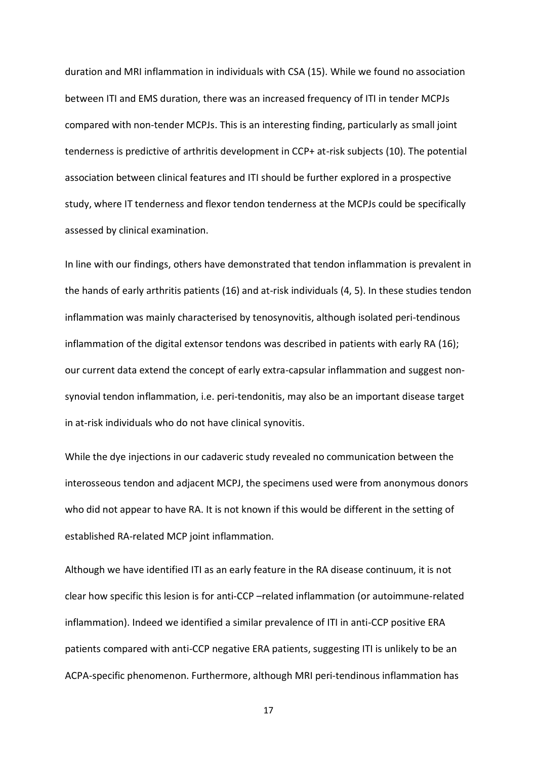duration and MRI inflammation in individuals with CSA (15). While we found no association between ITI and EMS duration, there was an increased frequency of ITI in tender MCPJs compared with non-tender MCPJs. This is an interesting finding, particularly as small joint tenderness is predictive of arthritis development in CCP+ at-risk subjects (10). The potential association between clinical features and ITI should be further explored in a prospective study, where IT tenderness and flexor tendon tenderness at the MCPJs could be specifically assessed by clinical examination.

In line with our findings, others have demonstrated that tendon inflammation is prevalent in the hands of early arthritis patients (16) and at-risk individuals (4, 5). In these studies tendon inflammation was mainly characterised by tenosynovitis, although isolated peri-tendinous inflammation of the digital extensor tendons was described in patients with early RA (16); our current data extend the concept of early extra-capsular inflammation and suggest non-synovial tendon inflammation, i.e. peri-tendonitis, may also be an important disease target in at-risk individuals who do not have clinical synovitis.

While the dye injections in our cadaveric study revealed no communication between the interosseous tendon and adjacent MCPJ, the specimens used were from anonymous donors who did not appear to have RA. It is not known if this would be different in the setting of established RA-related MCP joint inflammation.

Although we have identified ITI as an early feature in the RA disease continuum, it is not clear how specific this lesion is for anti-CCP –related inflammation (or autoimmune-related inflammation). Indeed we identified a similar prevalence of ITI in anti-CCP positive ERA patients compared with anti-CCP negative ERA patients, suggesting ITI is unlikely to be an ACPA-specific phenomenon. Furthermore, although MRI peri-tendinous inflammation has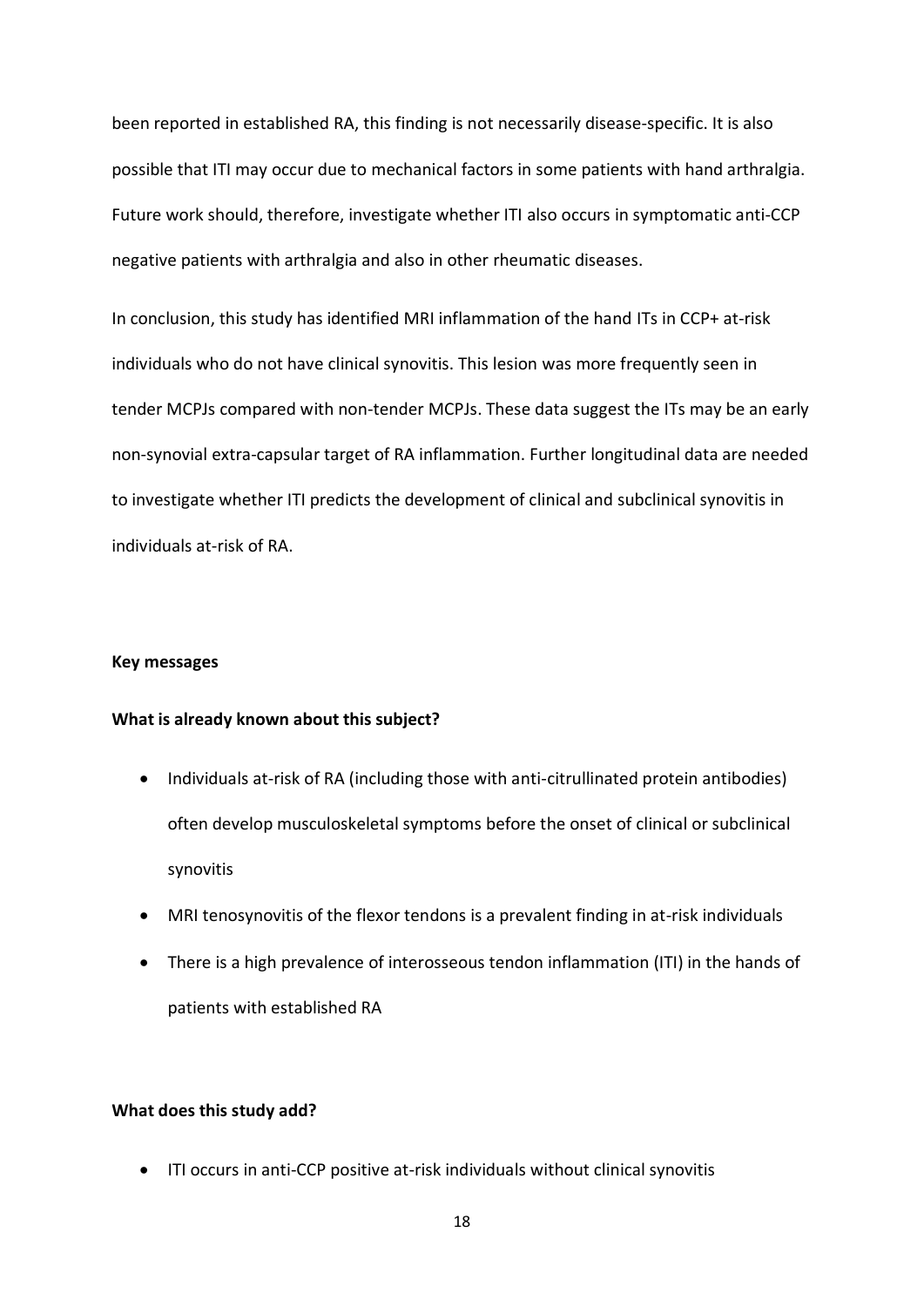been reported in established RA, this finding is not necessarily disease-specific. It is also possible that ITI may occur due to mechanical factors in some patients with hand arthralgia. Future work should, therefore, investigate whether ITI also occurs in symptomatic anti-CCP negative patients with arthralgia and also in other rheumatic diseases.

In conclusion, this study has identified MRI inflammation of the hand ITs in CCP+ at-risk individuals who do not have clinical synovitis. This lesion was more frequently seen in tender MCPJs compared with non-tender MCPJs. These data suggest the ITs may be an early non-synovial extra-capsular target of RA inflammation. Further longitudinal data are needed to investigate whether ITI predicts the development of clinical and subclinical synovitis in individuals at-risk of RA.

**Key messages**

**What is already known about this subject?**

- Individuals at-risk of RA (including those with anti-citrullinated protein antibodies) often develop musculoskeletal symptoms before the onset of clinical or subclinical synovitis
- MRI tenosynovitis of the flexor tendons is a prevalent finding in at-risk individuals
- There is a high prevalence of interosseous tendon inflammation (ITI) in the hands of patients with established RA

**What does this study add?**

- ITI occurs in anti-CCP positive at-risk individuals without clinical synovitis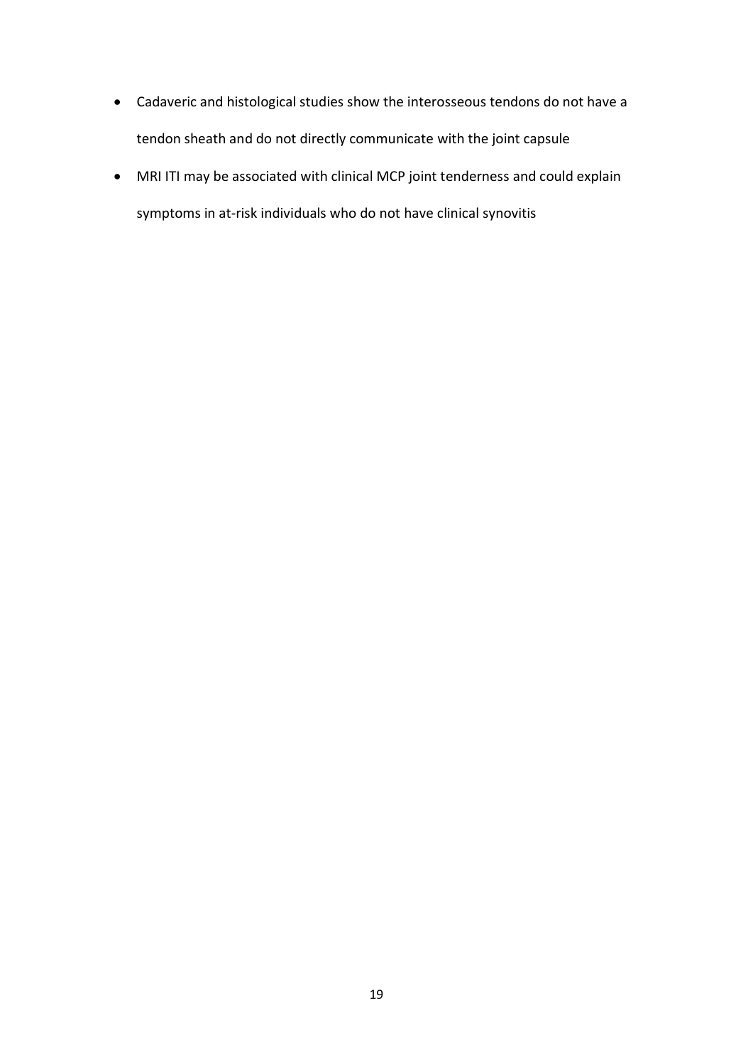- Cadaveric and histological studies show the interosseous tendons do not have a tendon sheath and do not directly communicate with the joint capsule
- MRI ITI may be associated with clinical MCP joint tenderness and could explain symptoms in at-risk individuals who do not have clinical synovitis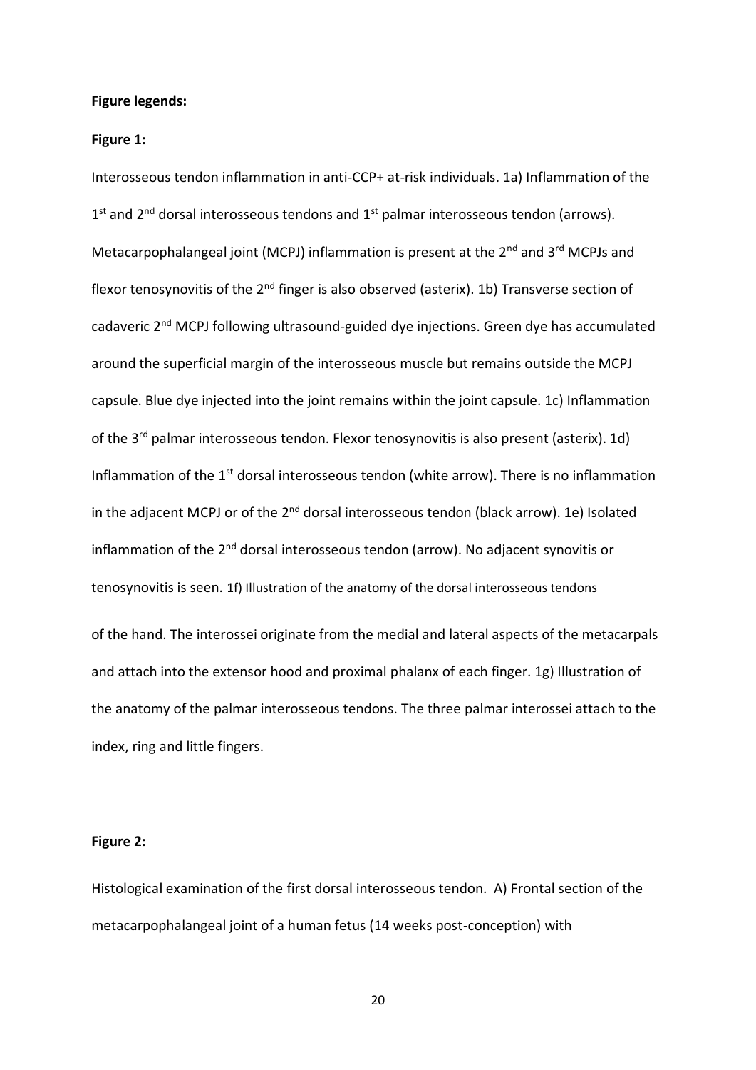**Figure legends:**

**Figure 1:**

Interosseous tendon inflammation in anti-CCP+ at-risk individuals. 1a) Inflammation of the 1st and 2nd dorsal interosseous tendons and 1st palmar interosseous tendon (arrows). Metacarpophalangeal joint (MCPJ) inflammation is present at the 2nd and 3rd MCPJs and flexor tenosynovitis of the 2nd finger is also observed (asterix). 1b) Transverse section of cadaveric 2nd MCPJ following ultrasound-guided dye injections. Green dye has accumulated around the superficial margin of the interosseous muscle but remains outside the MCPJ capsule. Blue dye injected into the joint remains within the joint capsule. 1c) Inflammation of the 3rd palmar interosseous tendon. Flexor tenosynovitis is also present (asterix). 1d) Inflammation of the 1st dorsal interosseous tendon (white arrow). There is no inflammation in the adjacent MCPJ or of the 2nd dorsal interosseous tendon (black arrow). 1e) Isolated inflammation of the 2nd dorsal interosseous tendon (arrow). No adjacent synovitis or tenosynovitis is seen. 1f) Illustration of the anatomy of the dorsal interosseous tendons of the hand. The interossei originate from the medial and lateral aspects of the metacarpals and attach into the extensor hood and proximal phalanx of each finger. 1g) Illustration of the anatomy of the palmar interosseous tendons. The three palmar interossei attach to the index, ring and little fingers.

**Figure 2:**

Histological examination of the first dorsal interosseous tendon. A) Frontal section of the metacarpophalangeal joint of a human fetus (14 weeks post-conception) with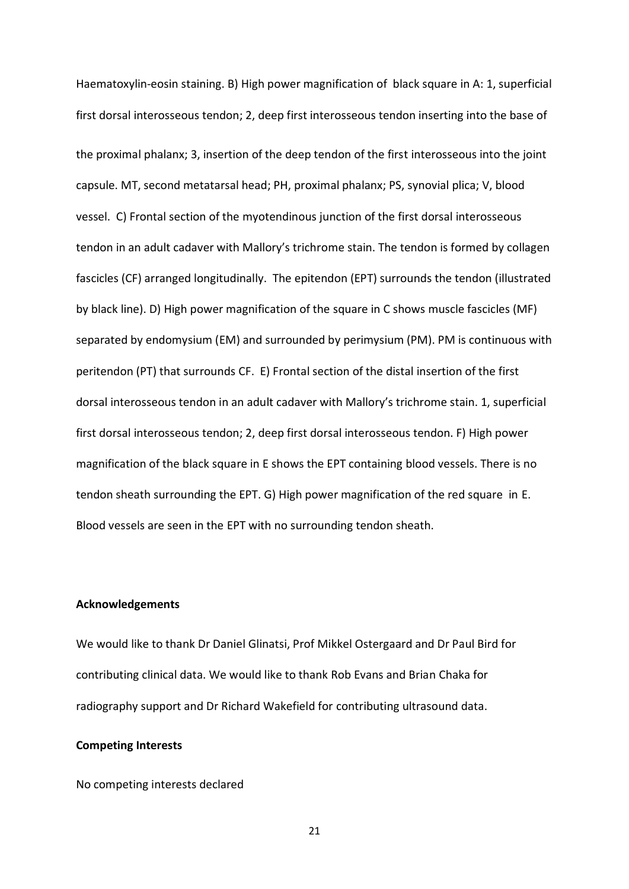Haematoxylin-eosin staining. B) High power magnification of black square in A: 1, superficial first dorsal interosseous tendon; 2, deep first interosseous tendon inserting into the base of the proximal phalanx; 3, insertion of the deep tendon of the first interosseous into the joint capsule. MT, second metatarsal head; PH, proximal phalanx; PS, synovial plica; V, blood vessel. C) Frontal section of the myotendinous junction of the first dorsal interosseous tendon in an adult cadaver with Mallory's trichrome stain. The tendon is formed by collagen fascicles (CF) arranged longitudinally. The epitendon (EPT) surrounds the tendon (illustrated by black line). D) High power magnification of the square in C shows muscle fascicles (MF) separated by endomysium (EM) and surrounded by perimysium (PM). PM is continuous with peritendon (PT) that surrounds CF. E) Frontal section of the distal insertion of the first dorsal interosseous tendon in an adult cadaver with Mallory's trichrome stain. 1, superficial first dorsal interosseous tendon; 2, deep first dorsal interosseous tendon. F) High power magnification of the black square in E shows the EPT containing blood vessels. There is no tendon sheath surrounding the EPT. G) High power magnification of the red square in E. Blood vessels are seen in the EPT with no surrounding tendon sheath.

**Acknowledgements**

We would like to thank Dr Daniel Glinatsi, Prof Mikkel Ostergaard and Dr Paul Bird for contributing clinical data. We would like to thank Rob Evans and Brian Chaka for radiography support and Dr Richard Wakefield for contributing ultrasound data.

**Competing Interests**

No competing interests declared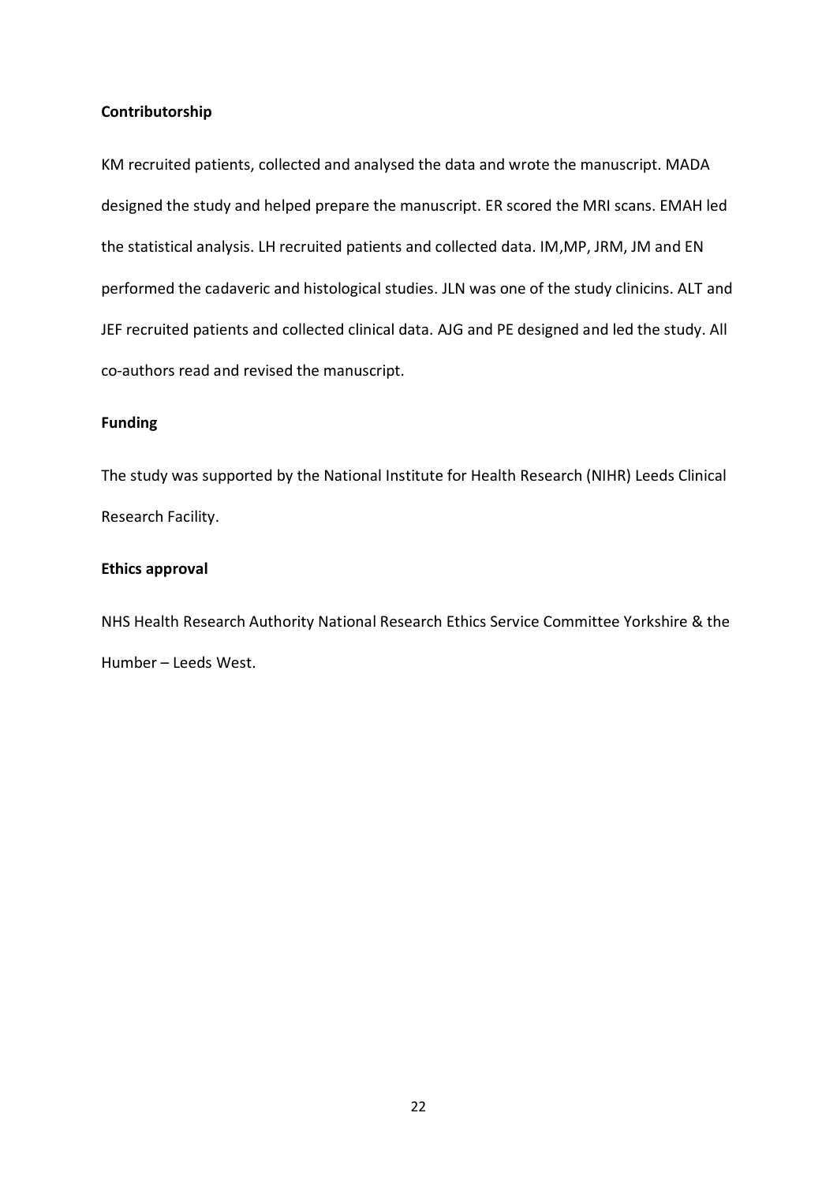**Contributorship**

KM recruited patients, collected and analysed the data and wrote the manuscript. MADA designed the study and helped prepare the manuscript. ER scored the MRI scans. EMAH led the statistical analysis. LH recruited patients and collected data. IM,MP, JRM, JM and EN performed the cadaveric and histological studies. JLN was one of the study clinicins. ALT and JEF recruited patients and collected clinical data. AJG and PE designed and led the study. All co-authors read and revised the manuscript.

**Funding**

The study was supported by the National Institute for Health Research (NIHR) Leeds Clinical Research Facility.

**Ethics approval**

NHS Health Research Authority National Research Ethics Service Committee Yorkshire & the Humber – Leeds West.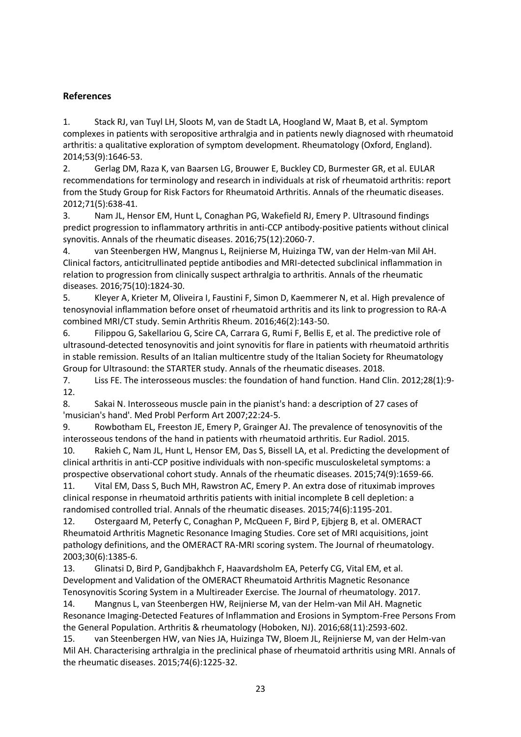## References

1. Stack RJ, van Tuyl LH, Sloots M, van de Stadt LA, Hoogland W, Maat B, et al. Symptom complexes in patients with seropositive arthralgia and in patients newly diagnosed with rheumatoid arthritis: a qualitative exploration of symptom development. Rheumatology (Oxford, England). 2014;53(9):1646-53.
2. Gerlag DM, Raza K, van Baarsen LG, Brouwer E, Buckley CD, Burmester GR, et al. EULAR recommendations for terminology and research in individuals at risk of rheumatoid arthritis: report from the Study Group for Risk Factors for Rheumatoid Arthritis. Annals of the rheumatic diseases. 2012;71(5):638-41.
3. Nam JL, Hensor EM, Hunt L, Conaghan PG, Wakefield RJ, Emery P. Ultrasound findings predict progression to inflammatory arthritis in anti-CCP antibody-positive patients without clinical synovitis. Annals of the rheumatic diseases. 2016;75(12):2060-7.
4. van Steenbergen HW, Mangnus L, Reijnierse M, Huizinga TW, van der Helm-van Mil AH. Clinical factors, anticitrullinated peptide antibodies and MRI-detected subclinical inflammation in relation to progression from clinically suspect arthralgia to arthritis. Annals of the rheumatic diseases. 2016;75(10):1824-30.
5. Kleyer A, Krieter M, Oliveira I, Faustini F, Simon D, Kaemmerer N, et al. High prevalence of tenosynovial inflammation before onset of rheumatoid arthritis and its link to progression to RA-A combined MRI/CT study. Semin Arthritis Rheum. 2016;46(2):143-50.
6. Filippou G, Sakellariou G, Scire CA, Carrara G, Rumi F, Bellis E, et al. The predictive role of ultrasound-detected tenosynovitis and joint synovitis for flare in patients with rheumatoid arthritis in stable remission. Results of an Italian multicentre study of the Italian Society for Rheumatology Group for Ultrasound: the STARTER study. Annals of the rheumatic diseases. 2018.
7. Liss FE. The interosseous muscles: the foundation of hand function. Hand Clin. 2012;28(1):9-12.
8. Sakai N. Interosseous muscle pain in the pianist's hand: a description of 27 cases of 'musician's hand'. Med Probl Perform Art 2007;22:24-5.
9. Rowbotham EL, Freeston JE, Emery P, Grainger AJ. The prevalence of tenosynovitis of the interosseous tendons of the hand in patients with rheumatoid arthritis. Eur Radiol. 2015.
10. Rakieh C, Nam JL, Hunt L, Hensor EM, Das S, Bissell LA, et al. Predicting the development of clinical arthritis in anti-CCP positive individuals with non-specific musculoskeletal symptoms: a prospective observational cohort study. Annals of the rheumatic diseases. 2015;74(9):1659-66.
11. Vital EM, Dass S, Buch MH, Rawstron AC, Emery P. An extra dose of rituximab improves clinical response in rheumatoid arthritis patients with initial incomplete B cell depletion: a randomised controlled trial. Annals of the rheumatic diseases. 2015;74(6):1195-201.
12. Ostergaard M, Peterfy C, Conaghan P, McQueen F, Bird P, Ejbjerg B, et al. OMERACT Rheumatoid Arthritis Magnetic Resonance Imaging Studies. Core set of MRI acquisitions, joint pathology definitions, and the OMERACT RA-MRI scoring system. The Journal of rheumatology. 2003;30(6):1385-6.
13. Glinatsi D, Bird P, Gandjbakhch F, Haavardsholm EA, Peterfy CG, Vital EM, et al. Development and Validation of the OMERACT Rheumatoid Arthritis Magnetic Resonance Tenosynovitis Scoring System in a Multireader Exercise. The Journal of rheumatology. 2017.
14. Mangnus L, van Steenbergen HW, Reijnierse M, van der Helm-van Mil AH. Magnetic Resonance Imaging-Detected Features of Inflammation and Erosions in Symptom-Free Persons From the General Population. Arthritis & rheumatology (Hoboken, NJ). 2016;68(11):2593-602.
15. van Steenbergen HW, van Nies JA, Huizinga TW, Bloem JL, Reijnierse M, van der Helm-van Mil AH. Characterising arthralgia in the preclinical phase of rheumatoid arthritis using MRI. Annals of the rheumatic diseases. 2015;74(6):1225-32.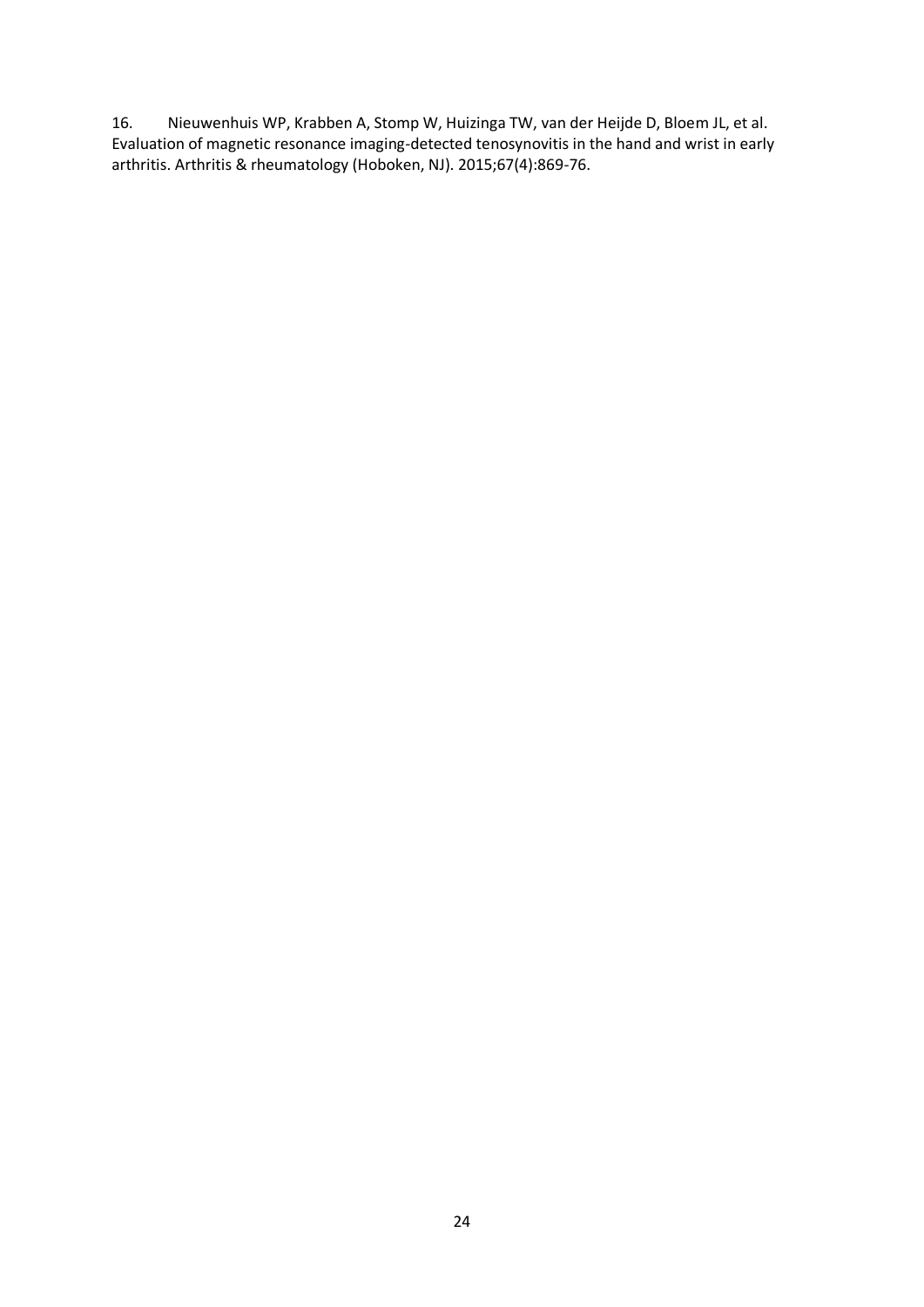16. Nieuwenhuis WP, Krabben A, Stomp W, Huizinga TW, van der Heijde D, Bloem JL, et al. Evaluation of magnetic resonance imaging-detected tenosynovitis in the hand and wrist in early arthritis. Arthritis & rheumatology (Hoboken, NJ). 2015;67(4):869-76.